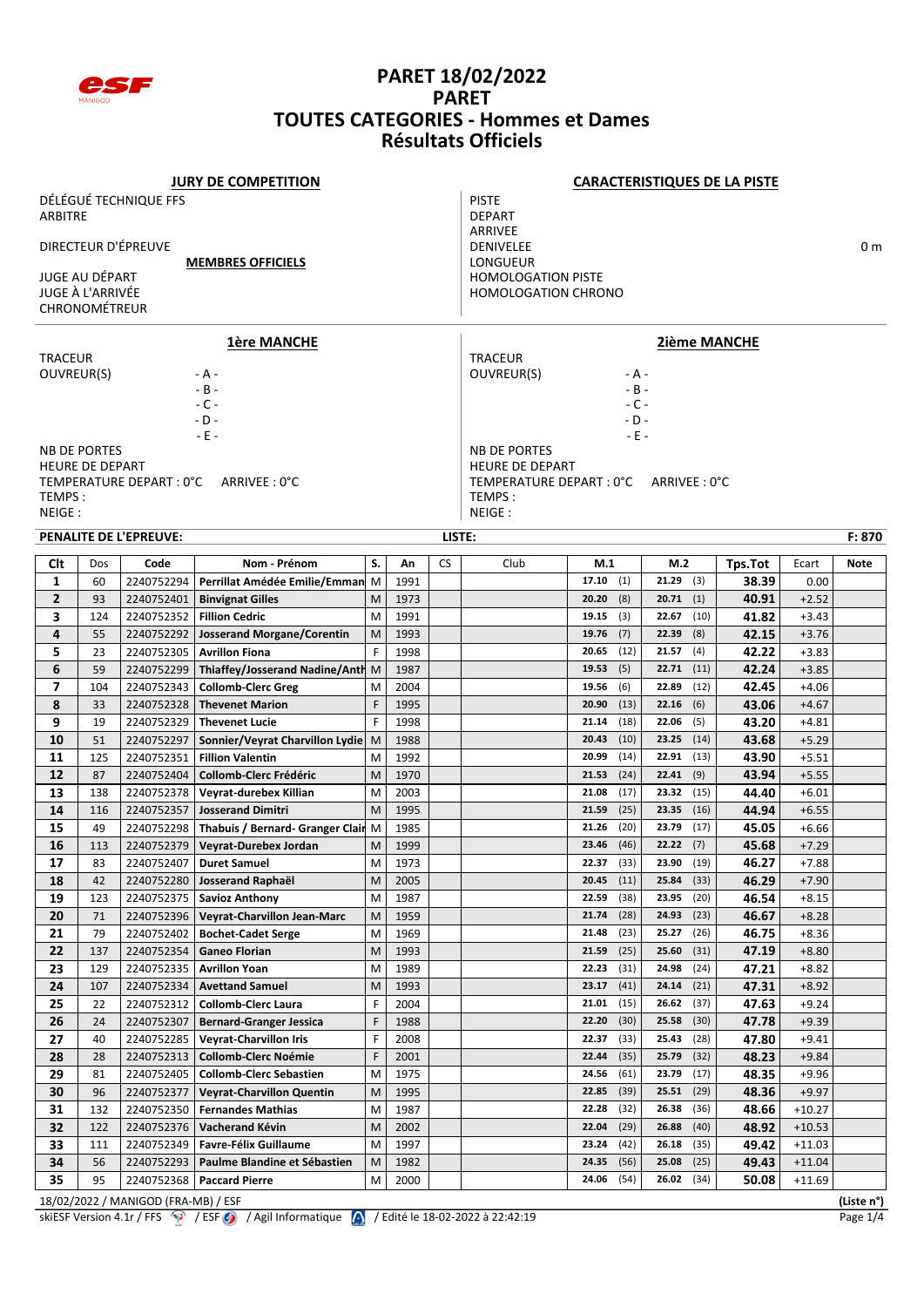# PARET 18/02/2022
# PARET
# TOUTES CATEGORIES - Hommes et Dames
# Résultats Officiels

**JURY DE COMPETITION**

DÉLÉGUÉ TECHNIQUE FFS
ARBITRE

DIRECTEUR D'ÉPREUVE

**MEMBRES OFFICIELS**

JUGE AU DÉPART
JUGE À L'ARRIVÉE
CHRONOMÉTREUR

**CARACTERISTIQUES DE LA PISTE**

PISTE
DEPART
ARRIVEE
DENIVELEE 0 m
LONGUEUR
HOMOLOGATION PISTE
HOMOLOGATION CHRONO

**1ère MANCHE**

TRACEUR
OUVREUR(S) - A -
- B -
- C -
- D -
- E -

NB DE PORTES
HEURE DE DEPART
TEMPERATURE DEPART : 0°C ARRIVEE : 0°C
TEMPS :
NEIGE :

**2ième MANCHE**

TRACEUR
OUVREUR(S) - A -
- B -
- C -
- D -
- E -

NB DE PORTES
HEURE DE DEPART
TEMPERATURE DEPART : 0°C ARRIVEE : 0°C
TEMPS :
NEIGE :

**PENALITE DE L'EPREUVE:** LISTE: F: 870

| Clt | Dos | Code | Nom - Prénom | S. | An | CS | Club | M.1 | M.2 | Tps.Tot | Ecart | Note |
|---|---|---|---|---|---|---|---|---|---|---|---|---|
| 1 | 60 | 2240752294 | Perrillat Amédée Emilie/Emman | M | 1991 | | | 17.10 (1) | 21.29 (3) | 38.39 | 0.00 | |
| 2 | 93 | 2240752401 | Binvignat Gilles | M | 1973 | | | 20.20 (8) | 20.71 (1) | 40.91 | +2.52 | |
| 3 | 124 | 2240752352 | Fillion Cedric | M | 1991 | | | 19.15 (3) | 22.67 (10) | 41.82 | +3.43 | |
| 4 | 55 | 2240752292 | Josserand Morgane/Corentin | M | 1993 | | | 19.76 (7) | 22.39 (8) | 42.15 | +3.76 | |
| 5 | 23 | 2240752305 | Avrillon Fiona | F | 1998 | | | 20.65 (12) | 21.57 (4) | 42.22 | +3.83 | |
| 6 | 59 | 2240752299 | Thiaffey/Josserand Nadine/Anth | M | 1987 | | | 19.53 (5) | 22.71 (11) | 42.24 | +3.85 | |
| 7 | 104 | 2240752343 | Collomb-Clerc Greg | M | 2004 | | | 19.56 (6) | 22.89 (12) | 42.45 | +4.06 | |
| 8 | 33 | 2240752328 | Thevenet Marion | F | 1995 | | | 20.90 (13) | 22.16 (6) | 43.06 | +4.67 | |
| 9 | 19 | 2240752329 | Thevenet Lucie | F | 1998 | | | 21.14 (18) | 22.06 (5) | 43.20 | +4.81 | |
| 10 | 51 | 2240752297 | Sonnier/Veyrat Charvillon Lydie | M | 1988 | | | 20.43 (10) | 23.25 (14) | 43.68 | +5.29 | |
| 11 | 125 | 2240752351 | Fillion Valentin | M | 1992 | | | 20.99 (14) | 22.91 (13) | 43.90 | +5.51 | |
| 12 | 87 | 2240752404 | Collomb-Clerc Frédéric | M | 1970 | | | 21.53 (24) | 22.41 (9) | 43.94 | +5.55 | |
| 13 | 138 | 2240752378 | Veyrat-durebex Killian | M | 2003 | | | 21.08 (17) | 23.32 (15) | 44.40 | +6.01 | |
| 14 | 116 | 2240752357 | Josserand Dimitri | M | 1995 | | | 21.59 (25) | 23.35 (16) | 44.94 | +6.55 | |
| 15 | 49 | 2240752298 | Thabuis / Bernard- Granger Clair | M | 1985 | | | 21.26 (20) | 23.79 (17) | 45.05 | +6.66 | |
| 16 | 113 | 2240752379 | Veyrat-Durebex Jordan | M | 1999 | | | 23.46 (46) | 22.22 (7) | 45.68 | +7.29 | |
| 17 | 83 | 2240752407 | Duret Samuel | M | 1973 | | | 22.37 (33) | 23.90 (19) | 46.27 | +7.88 | |
| 18 | 42 | 2240752280 | Josserand Raphaël | M | 2005 | | | 20.45 (11) | 25.84 (33) | 46.29 | +7.90 | |
| 19 | 123 | 2240752375 | Savioz Anthony | M | 1987 | | | 22.59 (38) | 23.95 (20) | 46.54 | +8.15 | |
| 20 | 71 | 2240752396 | Veyrat-Charvillon Jean-Marc | M | 1959 | | | 21.74 (28) | 24.93 (23) | 46.67 | +8.28 | |
| 21 | 79 | 2240752402 | Bochet-Cadet Serge | M | 1969 | | | 21.48 (23) | 25.27 (26) | 46.75 | +8.36 | |
| 22 | 137 | 2240752354 | Ganeo Florian | M | 1993 | | | 21.59 (25) | 25.60 (31) | 47.19 | +8.80 | |
| 23 | 129 | 2240752335 | Avrillon Yoan | M | 1989 | | | 22.23 (31) | 24.98 (24) | 47.21 | +8.82 | |
| 24 | 107 | 2240752334 | Avettand Samuel | M | 1993 | | | 23.17 (41) | 24.14 (21) | 47.31 | +8.92 | |
| 25 | 22 | 2240752312 | Collomb-Clerc Laura | F | 2004 | | | 21.01 (15) | 26.62 (37) | 47.63 | +9.24 | |
| 26 | 24 | 2240752307 | Bernard-Granger Jessica | F | 1988 | | | 22.20 (30) | 25.58 (30) | 47.78 | +9.39 | |
| 27 | 40 | 2240752285 | Veyrat-Charvillon Iris | F | 2008 | | | 22.37 (33) | 25.43 (28) | 47.80 | +9.41 | |
| 28 | 28 | 2240752313 | Collomb-Clerc Noémie | F | 2001 | | | 22.44 (35) | 25.79 (32) | 48.23 | +9.84 | |
| 29 | 81 | 2240752405 | Collomb-Clerc Sebastien | M | 1975 | | | 24.56 (61) | 23.79 (17) | 48.35 | +9.96 | |
| 30 | 96 | 2240752377 | Veyrat-Charvillon Quentin | M | 1995 | | | 22.85 (39) | 25.51 (29) | 48.36 | +9.97 | |
| 31 | 132 | 2240752350 | Fernandes Mathias | M | 1987 | | | 22.28 (32) | 26.38 (36) | 48.66 | +10.27 | |
| 32 | 122 | 2240752376 | Vacherand Kévin | M | 2002 | | | 22.04 (29) | 26.88 (40) | 48.92 | +10.53 | |
| 33 | 111 | 2240752349 | Favre-Félix Guillaume | M | 1997 | | | 23.24 (42) | 26.18 (35) | 49.42 | +11.03 | |
| 34 | 56 | 2240752293 | Paulme Blandine et Sébastien | M | 1982 | | | 24.35 (56) | 25.08 (25) | 49.43 | +11.04 | |
| 35 | 95 | 2240752368 | Paccard Pierre | M | 2000 | | | 24.06 (54) | 26.02 (34) | 50.08 | +11.69 | |

18/02/2022 / MANIGOD (FRA-MB) / ESF (Liste n°)
skiESF Version 4.1r / FFS / ESF / Agil Informatique / Edité le 18-02-2022 à 22:42:19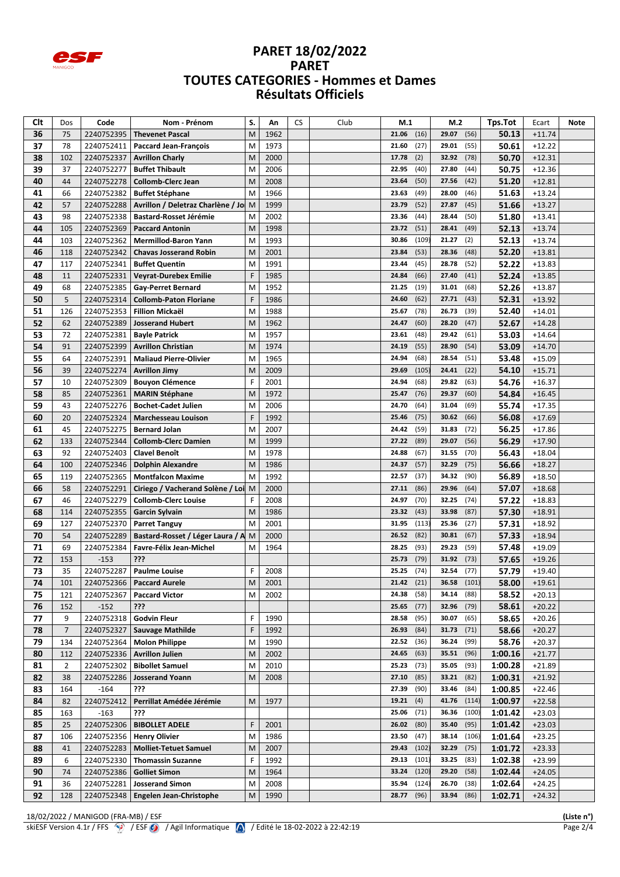# PARET 18/02/2022
# PARET
# TOUTES CATEGORIES - Hommes et Dames
# Résultats Officiels

| Clt | Dos | Code | Nom - Prénom | S. | An | CS | Club | M.1 | M.2 | Tps.Tot | Ecart | Note |
|---|---|---|---|---|---|---|---|---|---|---|---|---|
| 36 | 75 | 2240752395 | Thevenet Pascal | M | 1962 | | | 21.06 (16) | 29.07 (56) | 50.13 | +11.74 | |
| 37 | 78 | 2240752411 | Paccard Jean-François | M | 1973 | | | 21.60 (27) | 29.01 (55) | 50.61 | +12.22 | |
| 38 | 102 | 2240752337 | Avrillon Charly | M | 2000 | | | 17.78 (2) | 32.92 (78) | 50.70 | +12.31 | |
| 39 | 37 | 2240752277 | Buffet Thibault | M | 2006 | | | 22.95 (40) | 27.80 (44) | 50.75 | +12.36 | |
| 40 | 44 | 2240752278 | Collomb-Clerc Jean | M | 2008 | | | 23.64 (50) | 27.56 (42) | 51.20 | +12.81 | |
| 41 | 66 | 2240752382 | Buffet Stéphane | M | 1966 | | | 23.63 (49) | 28.00 (46) | 51.63 | +13.24 | |
| 42 | 57 | 2240752288 | Avrillon / Deletraz Charlène / Jo | M | 1999 | | | 23.79 (52) | 27.87 (45) | 51.66 | +13.27 | |
| 43 | 98 | 2240752338 | Bastard-Rosset Jérémie | M | 2002 | | | 23.36 (44) | 28.44 (50) | 51.80 | +13.41 | |
| 44 | 105 | 2240752369 | Paccard Antonin | M | 1998 | | | 23.72 (51) | 28.41 (49) | 52.13 | +13.74 | |
| 44 | 103 | 2240752362 | Mermillod-Baron Yann | M | 1993 | | | 30.86 (109) | 21.27 (2) | 52.13 | +13.74 | |
| 46 | 118 | 2240752342 | Chavas Josserand Robin | M | 2001 | | | 23.84 (53) | 28.36 (48) | 52.20 | +13.81 | |
| 47 | 117 | 2240752341 | Buffet Quentin | M | 1991 | | | 23.44 (45) | 28.78 (52) | 52.22 | +13.83 | |
| 48 | 11 | 2240752331 | Veyrat-Durebex Emilie | F | 1985 | | | 24.84 (66) | 27.40 (41) | 52.24 | +13.85 | |
| 49 | 68 | 2240752385 | Gay-Perret Bernard | M | 1952 | | | 21.25 (19) | 31.01 (68) | 52.26 | +13.87 | |
| 50 | 5 | 2240752314 | Collomb-Paton Floriane | F | 1986 | | | 24.60 (62) | 27.71 (43) | 52.31 | +13.92 | |
| 51 | 126 | 2240752353 | Fillion Mickaël | M | 1988 | | | 25.67 (78) | 26.73 (39) | 52.40 | +14.01 | |
| 52 | 62 | 2240752389 | Josserand Hubert | M | 1962 | | | 24.47 (60) | 28.20 (47) | 52.67 | +14.28 | |
| 53 | 72 | 2240752381 | Bayle Patrick | M | 1957 | | | 23.61 (48) | 29.42 (61) | 53.03 | +14.64 | |
| 54 | 91 | 2240752399 | Avrillon Christian | M | 1974 | | | 24.19 (55) | 28.90 (54) | 53.09 | +14.70 | |
| 55 | 64 | 2240752391 | Maliaud Pierre-Olivier | M | 1965 | | | 24.94 (68) | 28.54 (51) | 53.48 | +15.09 | |
| 56 | 39 | 2240752274 | Avrillon Jimy | M | 2009 | | | 29.69 (105) | 24.41 (22) | 54.10 | +15.71 | |
| 57 | 10 | 2240752309 | Bouyon Clémence | F | 2001 | | | 24.94 (68) | 29.82 (63) | 54.76 | +16.37 | |
| 58 | 85 | 2240752361 | MARIN Stéphane | M | 1972 | | | 25.47 (76) | 29.37 (60) | 54.84 | +16.45 | |
| 59 | 43 | 2240752276 | Bochet-Cadet Julien | M | 2006 | | | 24.70 (64) | 31.04 (69) | 55.74 | +17.35 | |
| 60 | 20 | 2240752324 | Marchesseau Louison | F | 1992 | | | 25.46 (75) | 30.62 (66) | 56.08 | +17.69 | |
| 61 | 45 | 2240752275 | Bernard Jolan | M | 2007 | | | 24.42 (59) | 31.83 (72) | 56.25 | +17.86 | |
| 62 | 133 | 2240752344 | Collomb-Clerc Damien | M | 1999 | | | 27.22 (89) | 29.07 (56) | 56.29 | +17.90 | |
| 63 | 92 | 2240752403 | Clavel Benoît | M | 1978 | | | 24.88 (67) | 31.55 (70) | 56.43 | +18.04 | |
| 64 | 100 | 2240752346 | Dolphin Alexandre | M | 1986 | | | 24.37 (57) | 32.29 (75) | 56.66 | +18.27 | |
| 65 | 119 | 2240752365 | Montfalcon Maxime | M | 1992 | | | 22.57 (37) | 34.32 (90) | 56.89 | +18.50 | |
| 66 | 58 | 2240752291 | Ciriego / Vacherand Solène / Loi | M | 2000 | | | 27.11 (86) | 29.96 (64) | 57.07 | +18.68 | |
| 67 | 46 | 2240752279 | Collomb-Clerc Louise | F | 2008 | | | 24.97 (70) | 32.25 (74) | 57.22 | +18.83 | |
| 68 | 114 | 2240752355 | Garcin Sylvain | M | 1986 | | | 23.32 (43) | 33.98 (87) | 57.30 | +18.91 | |
| 69 | 127 | 2240752370 | Parret Tanguy | M | 2001 | | | 31.95 (113) | 25.36 (27) | 57.31 | +18.92 | |
| 70 | 54 | 2240752289 | Bastard-Rosset / Léger Laura / A | M | 2000 | | | 26.52 (82) | 30.81 (67) | 57.33 | +18.94 | |
| 71 | 69 | 2240752384 | Favre-Félix Jean-Michel | M | 1964 | | | 28.25 (93) | 29.23 (59) | 57.48 | +19.09 | |
| 72 | 153 | -153 | ??? | | | | | 25.73 (79) | 31.92 (73) | 57.65 | +19.26 | |
| 73 | 35 | 2240752287 | Paulme Louise | F | 2008 | | | 25.25 (74) | 32.54 (77) | 57.79 | +19.40 | |
| 74 | 101 | 2240752366 | Paccard Aurele | M | 2001 | | | 21.42 (21) | 36.58 (101) | 58.00 | +19.61 | |
| 75 | 121 | 2240752367 | Paccard Victor | M | 2002 | | | 24.38 (58) | 34.14 (88) | 58.52 | +20.13 | |
| 76 | 152 | -152 | ??? | | | | | 25.65 (77) | 32.96 (79) | 58.61 | +20.22 | |
| 77 | 9 | 2240752318 | Godvin Fleur | F | 1990 | | | 28.58 (95) | 30.07 (65) | 58.65 | +20.26 | |
| 78 | 7 | 2240752327 | Sauvage Mathilde | F | 1992 | | | 26.93 (84) | 31.73 (71) | 58.66 | +20.27 | |
| 79 | 134 | 2240752364 | Molon Philippe | M | 1990 | | | 22.52 (36) | 36.24 (99) | 58.76 | +20.37 | |
| 80 | 112 | 2240752336 | Avrillon Julien | M | 2002 | | | 24.65 (63) | 35.51 (96) | 1:00.16 | +21.77 | |
| 81 | 2 | 2240752302 | Bibollet Samuel | M | 2010 | | | 25.23 (73) | 35.05 (93) | 1:00.28 | +21.89 | |
| 82 | 38 | 2240752286 | Josserand Yoann | M | 2008 | | | 27.10 (85) | 33.21 (82) | 1:00.31 | +21.92 | |
| 83 | 164 | -164 | ??? | | | | | 27.39 (90) | 33.46 (84) | 1:00.85 | +22.46 | |
| 84 | 82 | 2240752412 | Perrillat Amédée Jérémie | M | 1977 | | | 19.21 (4) | 41.76 (114) | 1:00.97 | +22.58 | |
| 85 | 163 | -163 | ??? | | | | | 25.06 (71) | 36.36 (100) | 1:01.42 | +23.03 | |
| 85 | 25 | 2240752306 | BIBOLLET ADELE | F | 2001 | | | 26.02 (80) | 35.40 (95) | 1:01.42 | +23.03 | |
| 87 | 106 | 2240752356 | Henry Olivier | M | 1986 | | | 23.50 (47) | 38.14 (106) | 1:01.64 | +23.25 | |
| 88 | 41 | 2240752283 | Molliet-Tetuet Samuel | M | 2007 | | | 29.43 (102) | 32.29 (75) | 1:01.72 | +23.33 | |
| 89 | 6 | 2240752330 | Thomassin Suzanne | F | 1992 | | | 29.13 (101) | 33.25 (83) | 1:02.38 | +23.99 | |
| 90 | 74 | 2240752386 | Golliet Simon | M | 1964 | | | 33.24 (120) | 29.20 (58) | 1:02.44 | +24.05 | |
| 91 | 36 | 2240752281 | Josserand Simon | M | 2008 | | | 35.94 (124) | 26.70 (38) | 1:02.64 | +24.25 | |
| 92 | 128 | 2240752348 | Engelen Jean-Christophe | M | 1990 | | | 28.77 (96) | 33.94 (86) | 1:02.71 | +24.32 | |

18/02/2022 / MANIGOD (FRA-MB) / ESF — (Liste n°)

skiESF Version 4.1r / FFS / ESF / Agil Informatique / Edité le 18-02-2022 à 22:42:19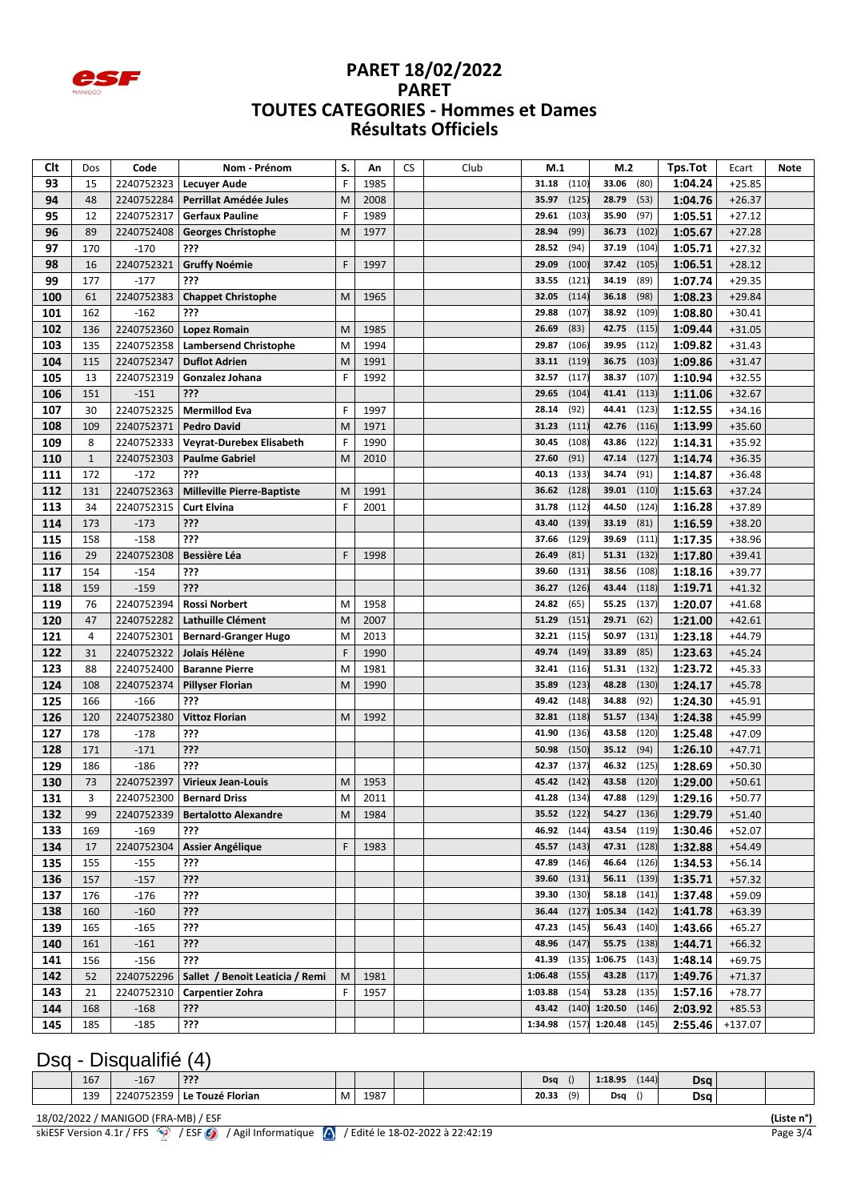# PARET 18/02/2022
# PARET
# TOUTES CATEGORIES - Hommes et Dames
# Résultats Officiels

| Clt | Dos | Code | Nom - Prénom | S. | An | CS | Club | M.1 | | M.2 | | Tps.Tot | Ecart | Note |
|---|---|---|---|---|---|---|---|---|---|---|---|---|---|---|
| 93 | 15 | 2240752323 | Lecuyer Aude | F | 1985 | | | 31.18 | (110) | 33.06 | (80) | 1:04.24 | +25.85 | |
| 94 | 48 | 2240752284 | Perrillat Amédée Jules | M | 2008 | | | 35.97 | (125) | 28.79 | (53) | 1:04.76 | +26.37 | |
| 95 | 12 | 2240752317 | Gerfaux Pauline | F | 1989 | | | 29.61 | (103) | 35.90 | (97) | 1:05.51 | +27.12 | |
| 96 | 89 | 2240752408 | Georges Christophe | M | 1977 | | | 28.94 | (99) | 36.73 | (102) | 1:05.67 | +27.28 | |
| 97 | 170 | -170 | ??? | | | | | 28.52 | (94) | 37.19 | (104) | 1:05.71 | +27.32 | |
| 98 | 16 | 2240752321 | Gruffy Noémie | F | 1997 | | | 29.09 | (100) | 37.42 | (105) | 1:06.51 | +28.12 | |
| 99 | 177 | -177 | ??? | | | | | 33.55 | (121) | 34.19 | (89) | 1:07.74 | +29.35 | |
| 100 | 61 | 2240752383 | Chappet Christophe | M | 1965 | | | 32.05 | (114) | 36.18 | (98) | 1:08.23 | +29.84 | |
| 101 | 162 | -162 | ??? | | | | | 29.88 | (107) | 38.92 | (109) | 1:08.80 | +30.41 | |
| 102 | 136 | 2240752360 | Lopez Romain | M | 1985 | | | 26.69 | (83) | 42.75 | (115) | 1:09.44 | +31.05 | |
| 103 | 135 | 2240752358 | Lambersend Christophe | M | 1994 | | | 29.87 | (106) | 39.95 | (112) | 1:09.82 | +31.43 | |
| 104 | 115 | 2240752347 | Duflot Adrien | M | 1991 | | | 33.11 | (119) | 36.75 | (103) | 1:09.86 | +31.47 | |
| 105 | 13 | 2240752319 | Gonzalez Johana | F | 1992 | | | 32.57 | (117) | 38.37 | (107) | 1:10.94 | +32.55 | |
| 106 | 151 | -151 | ??? | | | | | 29.65 | (104) | 41.41 | (113) | 1:11.06 | +32.67 | |
| 107 | 30 | 2240752325 | Mermillod Eva | F | 1997 | | | 28.14 | (92) | 44.41 | (123) | 1:12.55 | +34.16 | |
| 108 | 109 | 2240752371 | Pedro David | M | 1971 | | | 31.23 | (111) | 42.76 | (116) | 1:13.99 | +35.60 | |
| 109 | 8 | 2240752333 | Veyrat-Durebex Elisabeth | F | 1990 | | | 30.45 | (108) | 43.86 | (122) | 1:14.31 | +35.92 | |
| 110 | 1 | 2240752303 | Paulme Gabriel | M | 2010 | | | 27.60 | (91) | 47.14 | (127) | 1:14.74 | +36.35 | |
| 111 | 172 | -172 | ??? | | | | | 40.13 | (133) | 34.74 | (91) | 1:14.87 | +36.48 | |
| 112 | 131 | 2240752363 | Milleville Pierre-Baptiste | M | 1991 | | | 36.62 | (128) | 39.01 | (110) | 1:15.63 | +37.24 | |
| 113 | 34 | 2240752315 | Curt Elvina | F | 2001 | | | 31.78 | (112) | 44.50 | (124) | 1:16.28 | +37.89 | |
| 114 | 173 | -173 | ??? | | | | | 43.40 | (139) | 33.19 | (81) | 1:16.59 | +38.20 | |
| 115 | 158 | -158 | ??? | | | | | 37.66 | (129) | 39.69 | (111) | 1:17.35 | +38.96 | |
| 116 | 29 | 2240752308 | Bessière Léa | F | 1998 | | | 26.49 | (81) | 51.31 | (132) | 1:17.80 | +39.41 | |
| 117 | 154 | -154 | ??? | | | | | 39.60 | (131) | 38.56 | (108) | 1:18.16 | +39.77 | |
| 118 | 159 | -159 | ??? | | | | | 36.27 | (126) | 43.44 | (118) | 1:19.71 | +41.32 | |
| 119 | 76 | 2240752394 | Rossi Norbert | M | 1958 | | | 24.82 | (65) | 55.25 | (137) | 1:20.07 | +41.68 | |
| 120 | 47 | 2240752282 | Lathuille Clément | M | 2007 | | | 51.29 | (151) | 29.71 | (62) | 1:21.00 | +42.61 | |
| 121 | 4 | 2240752301 | Bernard-Granger Hugo | M | 2013 | | | 32.21 | (115) | 50.97 | (131) | 1:23.18 | +44.79 | |
| 122 | 31 | 2240752322 | Jolais Hélène | F | 1990 | | | 49.74 | (149) | 33.89 | (85) | 1:23.63 | +45.24 | |
| 123 | 88 | 2240752400 | Baranne Pierre | M | 1981 | | | 32.41 | (116) | 51.31 | (132) | 1:23.72 | +45.33 | |
| 124 | 108 | 2240752374 | Pillyser Florian | M | 1990 | | | 35.89 | (123) | 48.28 | (130) | 1:24.17 | +45.78 | |
| 125 | 166 | -166 | ??? | | | | | 49.42 | (148) | 34.88 | (92) | 1:24.30 | +45.91 | |
| 126 | 120 | 2240752380 | Vittoz Florian | M | 1992 | | | 32.81 | (118) | 51.57 | (134) | 1:24.38 | +45.99 | |
| 127 | 178 | -178 | ??? | | | | | 41.90 | (136) | 43.58 | (120) | 1:25.48 | +47.09 | |
| 128 | 171 | -171 | ??? | | | | | 50.98 | (150) | 35.12 | (94) | 1:26.10 | +47.71 | |
| 129 | 186 | -186 | ??? | | | | | 42.37 | (137) | 46.32 | (125) | 1:28.69 | +50.30 | |
| 130 | 73 | 2240752397 | Virieux Jean-Louis | M | 1953 | | | 45.42 | (142) | 43.58 | (120) | 1:29.00 | +50.61 | |
| 131 | 3 | 2240752300 | Bernard Driss | M | 2011 | | | 41.28 | (134) | 47.88 | (129) | 1:29.16 | +50.77 | |
| 132 | 99 | 2240752339 | Bertalotto Alexandre | M | 1984 | | | 35.52 | (122) | 54.27 | (136) | 1:29.79 | +51.40 | |
| 133 | 169 | -169 | ??? | | | | | 46.92 | (144) | 43.54 | (119) | 1:30.46 | +52.07 | |
| 134 | 17 | 2240752304 | Assier Angélique | F | 1983 | | | 45.57 | (143) | 47.31 | (128) | 1:32.88 | +54.49 | |
| 135 | 155 | -155 | ??? | | | | | 47.89 | (146) | 46.64 | (126) | 1:34.53 | +56.14 | |
| 136 | 157 | -157 | ??? | | | | | 39.60 | (131) | 56.11 | (139) | 1:35.71 | +57.32 | |
| 137 | 176 | -176 | ??? | | | | | 39.30 | (130) | 58.18 | (141) | 1:37.48 | +59.09 | |
| 138 | 160 | -160 | ??? | | | | | 36.44 | (127) | 1:05.34 | (142) | 1:41.78 | +63.39 | |
| 139 | 165 | -165 | ??? | | | | | 47.23 | (145) | 56.43 | (140) | 1:43.66 | +65.27 | |
| 140 | 161 | -161 | ??? | | | | | 48.96 | (147) | 55.75 | (138) | 1:44.71 | +66.32 | |
| 141 | 156 | -156 | ??? | | | | | 41.39 | (135) | 1:06.75 | (143) | 1:48.14 | +69.75 | |
| 142 | 52 | 2240752296 | Sallet / Benoit Leaticia / Remi | M | 1981 | | | 1:06.48 | (155) | 43.28 | (117) | 1:49.76 | +71.37 | |
| 143 | 21 | 2240752310 | Carpentier Zohra | F | 1957 | | | 1:03.88 | (154) | 53.28 | (135) | 1:57.16 | +78.77 | |
| 144 | 168 | -168 | ??? | | | | | 43.42 | (140) | 1:20.50 | (146) | 2:03.92 | +85.53 | |
| 145 | 185 | -185 | ??? | | | | | 1:34.98 | (157) | 1:20.48 | (145) | 2:55.46 | +137.07 | |

## Dsq - Disqualifié (4)

| Clt | Dos | Code | Nom - Prénom | S. | An | CS | Club | M.1 | | M.2 | | Tps.Tot | Ecart | Note |
|---|---|---|---|---|---|---|---|---|---|---|---|---|---|---|
| | 167 | -167 | ??? | | | | | Dsq | () | 1:18.95 | (144) | Dsq | | |
| | 139 | 2240752359 | Le Touzé Florian | M | 1987 | | | 20.33 | (9) | Dsq | () | Dsq | | |

18/02/2022 / MANIGOD (FRA-MB) / ESF (Liste n°)

skiESF Version 4.1r / FFS / ESF / Agil Informatique / Edité le 18-02-2022 à 22:42:19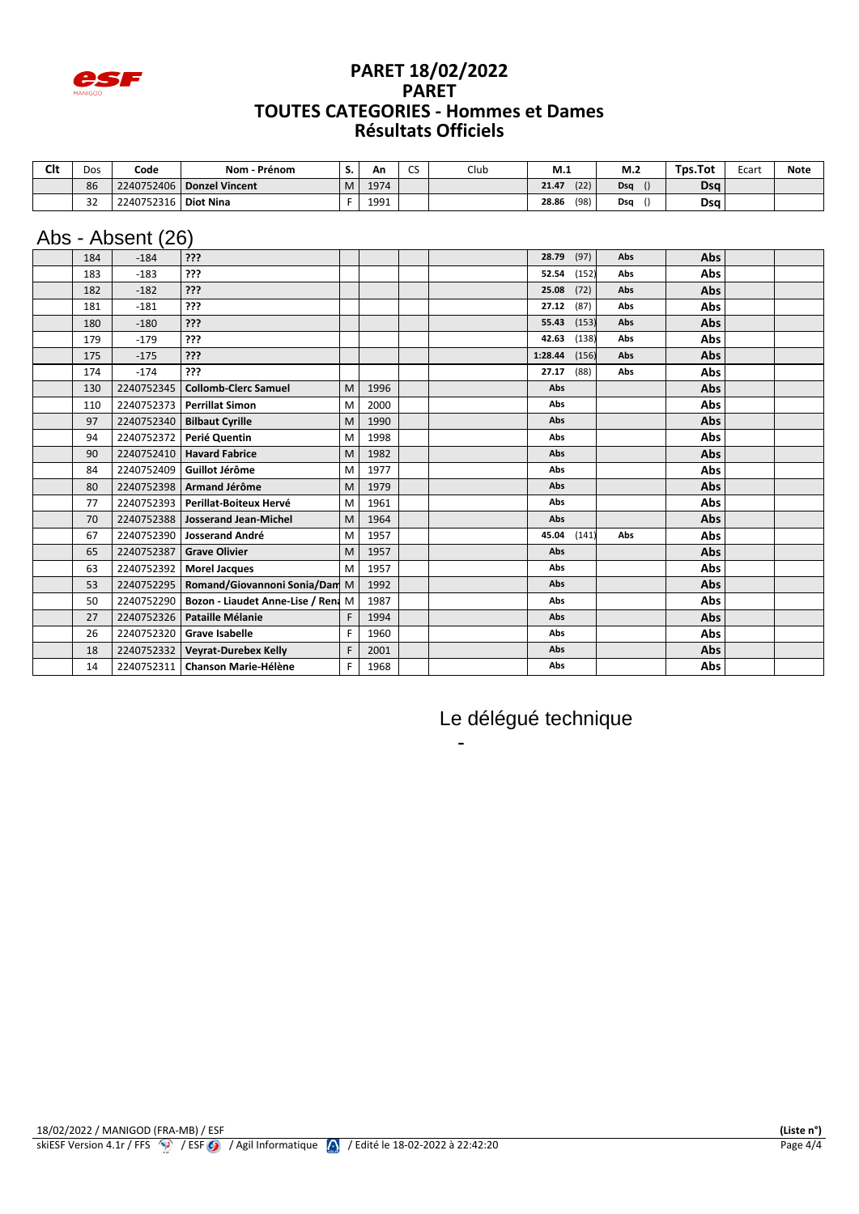# PARET 18/02/2022
# PARET
# TOUTES CATEGORIES - Hommes et Dames
# Résultats Officiels

| Clt | Dos | Code | Nom - Prénom | S. | An | CS | Club | M.1 | M.2 | Tps.Tot | Ecart | Note |
|---|---|---|---|---|---|---|---|---|---|---|---|---|
| | 86 | 2240752406 | **Donzel Vincent** | M | 1974 | | | **21.47** (22) | **Dsq** () | **Dsq** | | |
| | 32 | 2240752316 | **Diot Nina** | F | 1991 | | | **28.86** (98) | **Dsq** () | **Dsq** | | |

## Abs - Absent (26)

| Clt | Dos | Code | Nom - Prénom | S. | An | CS | Club | M.1 | M.2 | Tps.Tot | Ecart | Note |
|---|---|---|---|---|---|---|---|---|---|---|---|---|
| | 184 | -184 | **???** | | | | | **28.79** (97) | **Abs** | **Abs** | | |
| | 183 | -183 | **???** | | | | | **52.54** (152) | **Abs** | **Abs** | | |
| | 182 | -182 | **???** | | | | | **25.08** (72) | **Abs** | **Abs** | | |
| | 181 | -181 | **???** | | | | | **27.12** (87) | **Abs** | **Abs** | | |
| | 180 | -180 | **???** | | | | | **55.43** (153) | **Abs** | **Abs** | | |
| | 179 | -179 | **???** | | | | | **42.63** (138) | **Abs** | **Abs** | | |
| | 175 | -175 | **???** | | | | | **1:28.44** (156) | **Abs** | **Abs** | | |
| | 174 | -174 | **???** | | | | | **27.17** (88) | **Abs** | **Abs** | | |
| | 130 | 2240752345 | **Collomb-Clerc Samuel** | M | 1996 | | | **Abs** | | **Abs** | | |
| | 110 | 2240752373 | **Perrillat Simon** | M | 2000 | | | **Abs** | | **Abs** | | |
| | 97 | 2240752340 | **Bilbaut Cyrille** | M | 1990 | | | **Abs** | | **Abs** | | |
| | 94 | 2240752372 | **Perié Quentin** | M | 1998 | | | **Abs** | | **Abs** | | |
| | 90 | 2240752410 | **Havard Fabrice** | M | 1982 | | | **Abs** | | **Abs** | | |
| | 84 | 2240752409 | **Guillot Jérôme** | M | 1977 | | | **Abs** | | **Abs** | | |
| | 80 | 2240752398 | **Armand Jérôme** | M | 1979 | | | **Abs** | | **Abs** | | |
| | 77 | 2240752393 | **Perillat-Boiteux Hervé** | M | 1961 | | | **Abs** | | **Abs** | | |
| | 70 | 2240752388 | **Josserand Jean-Michel** | M | 1964 | | | **Abs** | | **Abs** | | |
| | 67 | 2240752390 | **Josserand André** | M | 1957 | | | **45.04** (141) | **Abs** | **Abs** | | |
| | 65 | 2240752387 | **Grave Olivier** | M | 1957 | | | **Abs** | | **Abs** | | |
| | 63 | 2240752392 | **Morel Jacques** | M | 1957 | | | **Abs** | | **Abs** | | |
| | 53 | 2240752295 | **Romand/Giovannoni Sonia/Dam** | M | 1992 | | | **Abs** | | **Abs** | | |
| | 50 | 2240752290 | **Bozon - Liaudet Anne-Lise / Rena** | M | 1987 | | | **Abs** | | **Abs** | | |
| | 27 | 2240752326 | **Pataille Mélanie** | F | 1994 | | | **Abs** | | **Abs** | | |
| | 26 | 2240752320 | **Grave Isabelle** | F | 1960 | | | **Abs** | | **Abs** | | |
| | 18 | 2240752332 | **Veyrat-Durebex Kelly** | F | 2001 | | | **Abs** | | **Abs** | | |
| | 14 | 2240752311 | **Chanson Marie-Hélène** | F | 1968 | | | **Abs** | | **Abs** | | |

Le délégué technique

-

18/02/2022 / MANIGOD (FRA-MB) / ESF

skiESF Version 4.1r / FFS / ESF / Agil Informatique / Edité le 18-02-2022 à 22:42:20

**(Liste n°)**